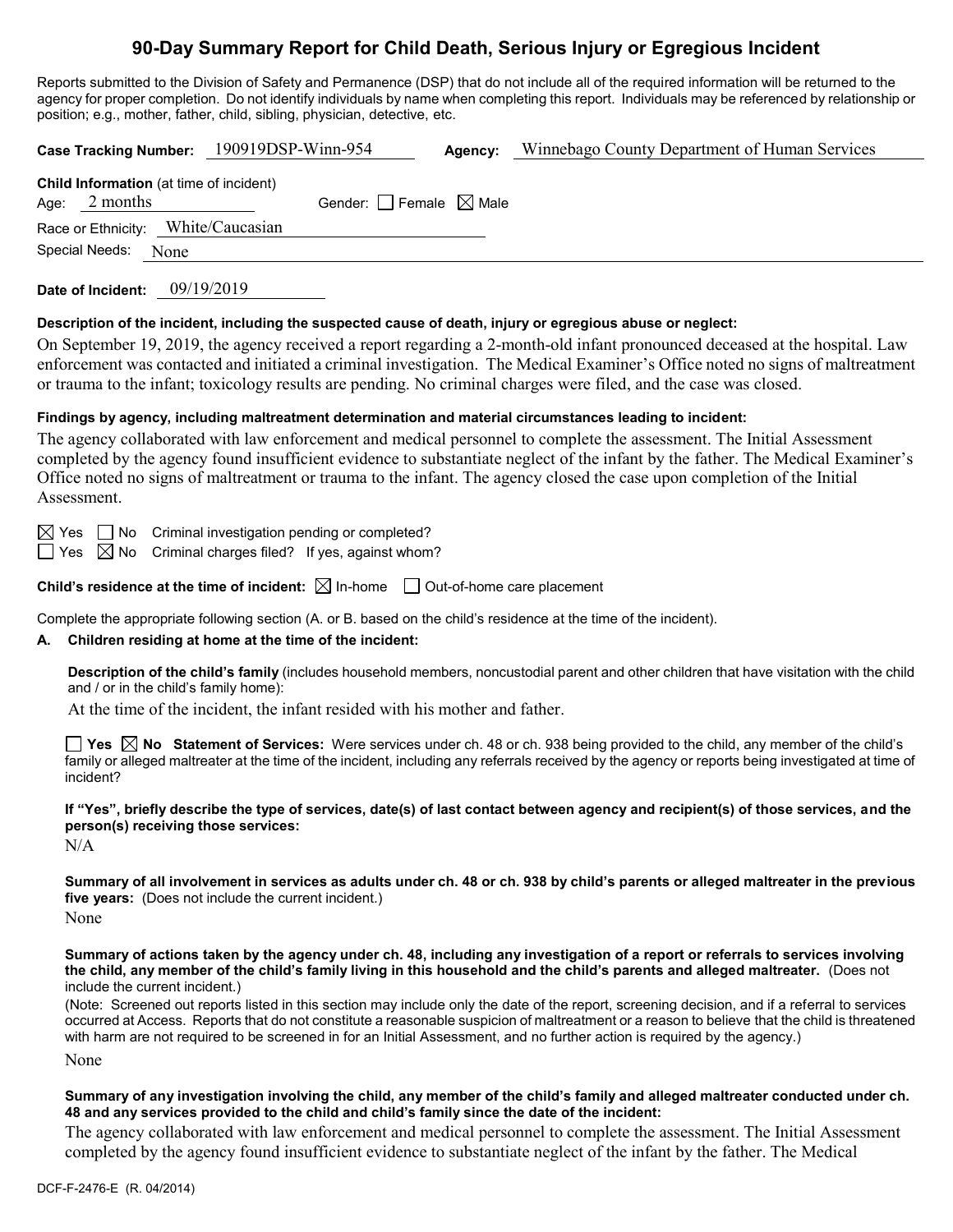# 90-Day Summary Report for Child Death, Serious Injury or Egregious Incident

Reports submitted to the Division of Safety and Permanence (DSP) that do not include all of the required information will be returned to the agency for proper completion. Do not identify individuals by name when completing this report. Individuals may be referenced by relationship or position; e.g., mother, father, child, sibling, physician, detective, etc.

**Case Tracking Number:** 190919DSP-Winn-954 **Agency:** Winnebago County Department of Human Services

**Child Information** (at time of incident)

Age: 2 months Gender: ☐ Female ☒ Male

Race or Ethnicity: White/Caucasian

Special Needs: None

**Date of Incident:** 09/19/2019

**Description of the incident, including the suspected cause of death, injury or egregious abuse or neglect:**

On September 19, 2019, the agency received a report regarding a 2-month-old infant pronounced deceased at the hospital. Law enforcement was contacted and initiated a criminal investigation. The Medical Examiner's Office noted no signs of maltreatment or trauma to the infant; toxicology results are pending. No criminal charges were filed, and the case was closed.

**Findings by agency, including maltreatment determination and material circumstances leading to incident:**

The agency collaborated with law enforcement and medical personnel to complete the assessment. The Initial Assessment completed by the agency found insufficient evidence to substantiate neglect of the infant by the father. The Medical Examiner's Office noted no signs of maltreatment or trauma to the infant. The agency closed the case upon completion of the Initial Assessment.

☒ Yes ☐ No Criminal investigation pending or completed?

☐ Yes ☒ No Criminal charges filed? If yes, against whom?

**Child's residence at the time of incident:** ☒ In-home ☐ Out-of-home care placement

Complete the appropriate following section (A. or B. based on the child's residence at the time of the incident).

**A. Children residing at home at the time of the incident:**

**Description of the child's family** (includes household members, noncustodial parent and other children that have visitation with the child and / or in the child's family home):

At the time of the incident, the infant resided with his mother and father.

☐ **Yes** ☒ **No Statement of Services:** Were services under ch. 48 or ch. 938 being provided to the child, any member of the child's family or alleged maltreater at the time of the incident, including any referrals received by the agency or reports being investigated at time of incident?

**If "Yes", briefly describe the type of services, date(s) of last contact between agency and recipient(s) of those services, and the person(s) receiving those services:**

N/A

**Summary of all involvement in services as adults under ch. 48 or ch. 938 by child's parents or alleged maltreater in the previous five years:** (Does not include the current incident.)

None

**Summary of actions taken by the agency under ch. 48, including any investigation of a report or referrals to services involving the child, any member of the child's family living in this household and the child's parents and alleged maltreater.** (Does not include the current incident.)

(Note: Screened out reports listed in this section may include only the date of the report, screening decision, and if a referral to services occurred at Access. Reports that do not constitute a reasonable suspicion of maltreatment or a reason to believe that the child is threatened with harm are not required to be screened in for an Initial Assessment, and no further action is required by the agency.)

None

**Summary of any investigation involving the child, any member of the child's family and alleged maltreater conducted under ch. 48 and any services provided to the child and child's family since the date of the incident:**

The agency collaborated with law enforcement and medical personnel to complete the assessment. The Initial Assessment completed by the agency found insufficient evidence to substantiate neglect of the infant by the father. The Medical

DCF-F-2476-E (R. 04/2014)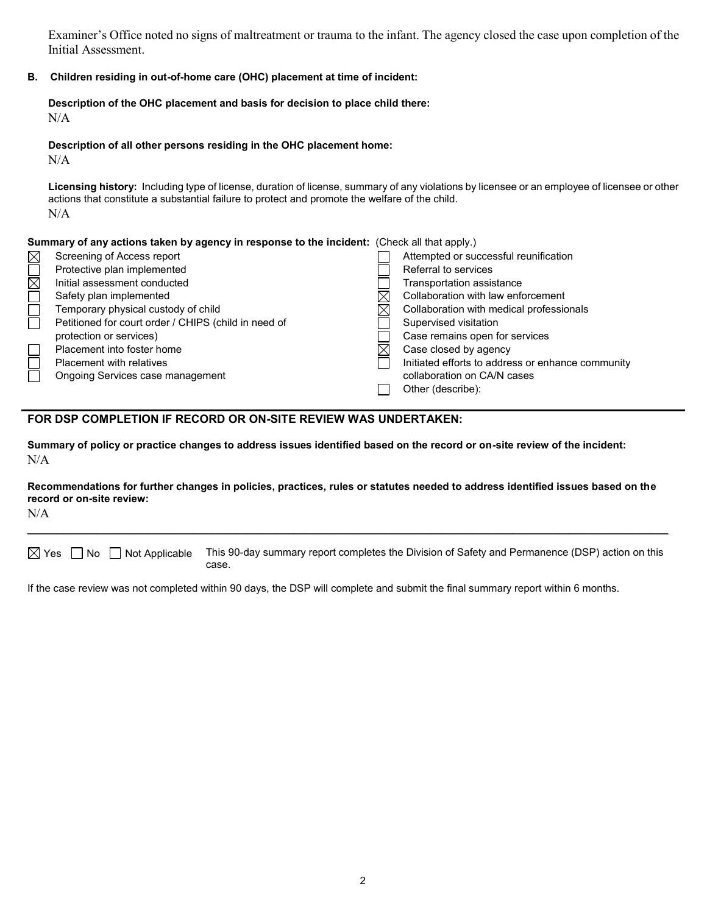Examiner's Office noted no signs of maltreatment or trauma to the infant. The agency closed the case upon completion of the Initial Assessment.

**B. Children residing in out-of-home care (OHC) placement at time of incident:**

**Description of the OHC placement and basis for decision to place child there:**
N/A

**Description of all other persons residing in the OHC placement home:**
N/A

**Licensing history:** Including type of license, duration of license, summary of any violations by licensee or an employee of licensee or other actions that constitute a substantial failure to protect and promote the welfare of the child.
N/A

**Summary of any actions taken by agency in response to the incident:** (Check all that apply.)

- ☒ Screening of Access report
- ☐ Protective plan implemented
- ☒ Initial assessment conducted
- ☐ Safety plan implemented
- ☐ Temporary physical custody of child
- ☐ Petitioned for court order / CHIPS (child in need of protection or services)
- ☐ Placement into foster home
- ☐ Placement with relatives
- ☐ Ongoing Services case management
- ☐ Attempted or successful reunification
- ☐ Referral to services
- ☐ Transportation assistance
- ☒ Collaboration with law enforcement
- ☒ Collaboration with medical professionals
- ☐ Supervised visitation
- ☐ Case remains open for services
- ☒ Case closed by agency
- ☐ Initiated efforts to address or enhance community collaboration on CA/N cases
- ☐ Other (describe):

## FOR DSP COMPLETION IF RECORD OR ON-SITE REVIEW WAS UNDERTAKEN:

**Summary of policy or practice changes to address issues identified based on the record or on-site review of the incident:**
N/A

**Recommendations for further changes in policies, practices, rules or statutes needed to address identified issues based on the record or on-site review:**
N/A

---

☒ Yes ☐ No ☐ Not Applicable This 90-day summary report completes the Division of Safety and Permanence (DSP) action on this case.

If the case review was not completed within 90 days, the DSP will complete and submit the final summary report within 6 months.